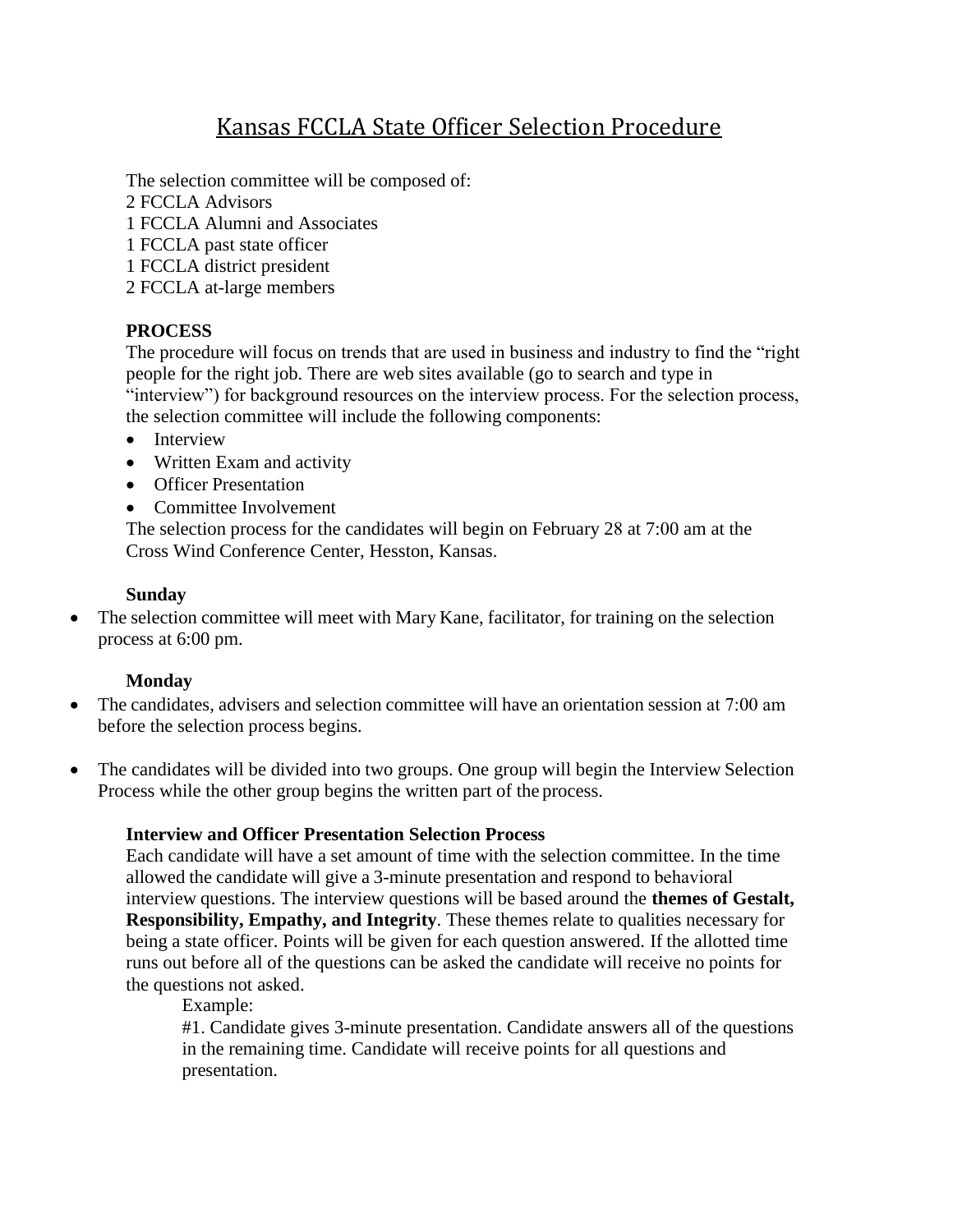# Kansas FCCLA State Officer Selection Procedure

The selection committee will be composed of:
2 FCCLA Advisors
1 FCCLA Alumni and Associates
1 FCCLA past state officer
1 FCCLA district president
2 FCCLA at-large members

**PROCESS**

The procedure will focus on trends that are used in business and industry to find the "right people for the right job. There are web sites available (go to search and type in "interview") for background resources on the interview process. For the selection process, the selection committee will include the following components:

- Interview
- Written Exam and activity
- Officer Presentation
- Committee Involvement

The selection process for the candidates will begin on February 28 at 7:00 am at the Cross Wind Conference Center, Hesston, Kansas.

**Sunday**

- The selection committee will meet with Mary Kane, facilitator, for training on the selection process at 6:00 pm.

**Monday**

- The candidates, advisers and selection committee will have an orientation session at 7:00 am before the selection process begins.
- The candidates will be divided into two groups. One group will begin the Interview Selection Process while the other group begins the written part of the process.

**Interview and Officer Presentation Selection Process**

Each candidate will have a set amount of time with the selection committee. In the time allowed the candidate will give a 3-minute presentation and respond to behavioral interview questions. The interview questions will be based around the **themes of Gestalt, Responsibility, Empathy, and Integrity**. These themes relate to qualities necessary for being a state officer. Points will be given for each question answered. If the allotted time runs out before all of the questions can be asked the candidate will receive no points for the questions not asked.

Example:

#1. Candidate gives 3-minute presentation. Candidate answers all of the questions in the remaining time. Candidate will receive points for all questions and presentation.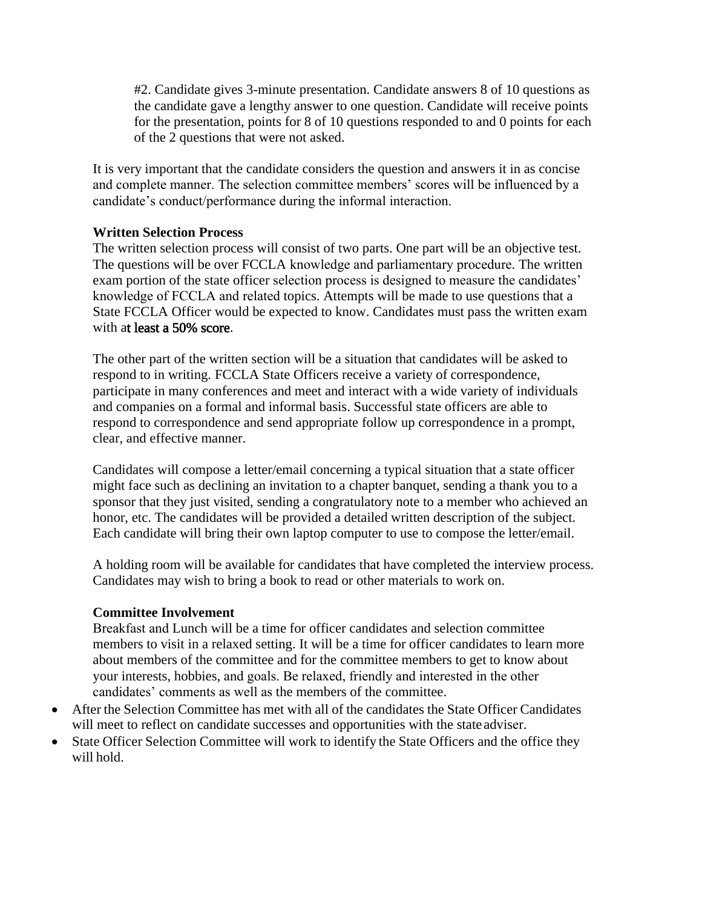#2. Candidate gives 3-minute presentation. Candidate answers 8 of 10 questions as the candidate gave a lengthy answer to one question. Candidate will receive points for the presentation, points for 8 of 10 questions responded to and 0 points for each of the 2 questions that were not asked.

It is very important that the candidate considers the question and answers it in as concise and complete manner. The selection committee members' scores will be influenced by a candidate's conduct/performance during the informal interaction.

**Written Selection Process**

The written selection process will consist of two parts. One part will be an objective test. The questions will be over FCCLA knowledge and parliamentary procedure. The written exam portion of the state officer selection process is designed to measure the candidates' knowledge of FCCLA and related topics. Attempts will be made to use questions that a State FCCLA Officer would be expected to know. Candidates must pass the written exam with at least a 50% score.

The other part of the written section will be a situation that candidates will be asked to respond to in writing. FCCLA State Officers receive a variety of correspondence, participate in many conferences and meet and interact with a wide variety of individuals and companies on a formal and informal basis. Successful state officers are able to respond to correspondence and send appropriate follow up correspondence in a prompt, clear, and effective manner.

Candidates will compose a letter/email concerning a typical situation that a state officer might face such as declining an invitation to a chapter banquet, sending a thank you to a sponsor that they just visited, sending a congratulatory note to a member who achieved an honor, etc. The candidates will be provided a detailed written description of the subject. Each candidate will bring their own laptop computer to use to compose the letter/email.

A holding room will be available for candidates that have completed the interview process. Candidates may wish to bring a book to read or other materials to work on.

**Committee Involvement**

Breakfast and Lunch will be a time for officer candidates and selection committee members to visit in a relaxed setting. It will be a time for officer candidates to learn more about members of the committee and for the committee members to get to know about your interests, hobbies, and goals. Be relaxed, friendly and interested in the other candidates' comments as well as the members of the committee.

- After the Selection Committee has met with all of the candidates the State Officer Candidates will meet to reflect on candidate successes and opportunities with the state adviser.
- State Officer Selection Committee will work to identify the State Officers and the office they will hold.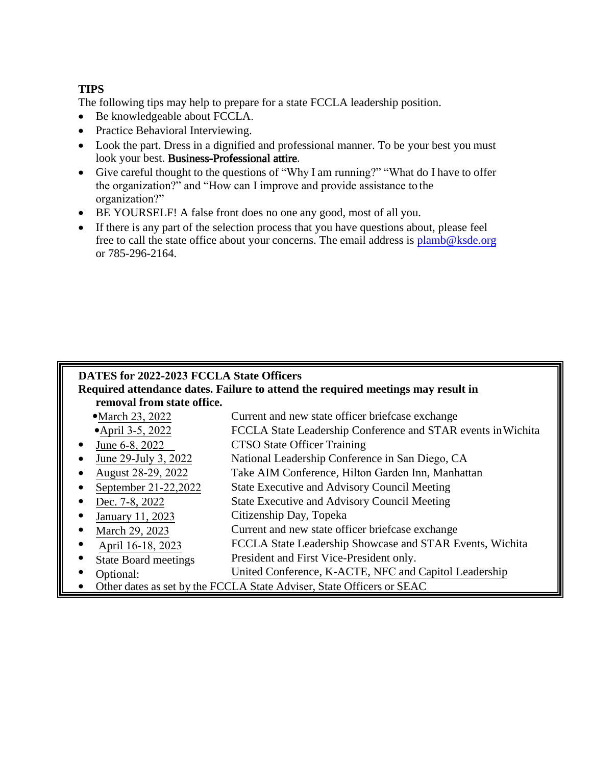**TIPS**

The following tips may help to prepare for a state FCCLA leadership position.

- Be knowledgeable about FCCLA.
- Practice Behavioral Interviewing.
- Look the part. Dress in a dignified and professional manner. To be your best you must look your best. **Business-Professional attire**.
- Give careful thought to the questions of "Why I am running?" "What do I have to offer the organization?" and "How can I improve and provide assistance to the organization?"
- BE YOURSELF! A false front does no one any good, most of all you.
- If there is any part of the selection process that you have questions about, please feel free to call the state office about your concerns. The email address is plamb@ksde.org or 785-296-2164.

**DATES for 2022-2023 FCCLA State Officers**

**Required attendance dates. Failure to attend the required meetings may result in removal from state office.**

| | |
|---|---|
| March 23, 2022 | Current and new state officer briefcase exchange |
| April 3-5, 2022 | FCCLA State Leadership Conference and STAR events in Wichita |
| June 6-8, 2022 | CTSO State Officer Training |
| June 29-July 3, 2022 | National Leadership Conference in San Diego, CA |
| August 28-29, 2022 | Take AIM Conference, Hilton Garden Inn, Manhattan |
| September 21-22,2022 | State Executive and Advisory Council Meeting |
| Dec. 7-8, 2022 | State Executive and Advisory Council Meeting |
| January 11, 2023 | Citizenship Day, Topeka |
| March 29, 2023 | Current and new state officer briefcase exchange |
| April 16-18, 2023 | FCCLA State Leadership Showcase and STAR Events, Wichita |
| State Board meetings | President and First Vice-President only. |
| Optional: | United Conference, K-ACTE, NFC and Capitol Leadership |

- Other dates as set by the FCCLA State Adviser, State Officers or SEAC